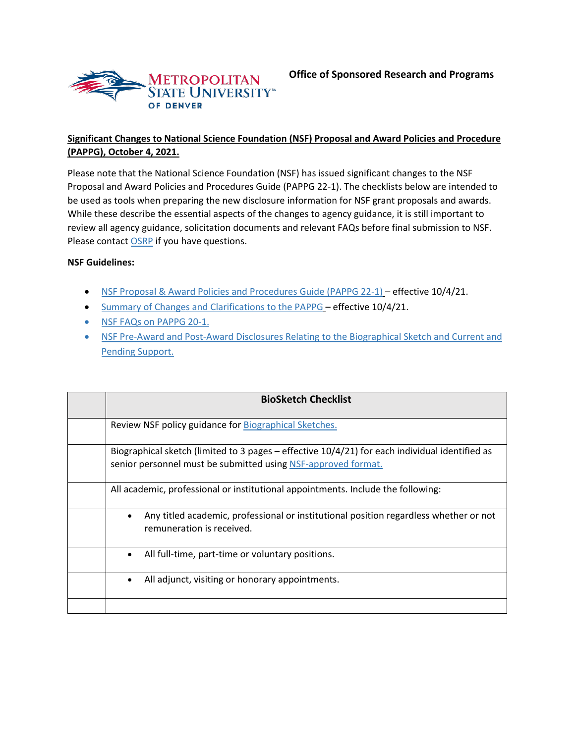**Office of Sponsored Research and Programs**

**Significant Changes to National Science Foundation (NSF) Proposal and Award Policies and Procedure (PAPPG), October 4, 2021.**

Please note that the National Science Foundation (NSF) has issued significant changes to the NSF Proposal and Award Policies and Procedures Guide (PAPPG 22-1). The checklists below are intended to be used as tools when preparing the new disclosure information for NSF grant proposals and awards. While these describe the essential aspects of the changes to agency guidance, it is still important to review all agency guidance, solicitation documents and relevant FAQs before final submission to NSF. Please contact OSRP if you have questions.

**NSF Guidelines:**

- NSF Proposal & Award Policies and Procedures Guide (PAPPG 22-1) – effective 10/4/21.
- Summary of Changes and Clarifications to the PAPPG – effective 10/4/21.
- NSF FAQs on PAPPG 20-1.
- NSF Pre-Award and Post-Award Disclosures Relating to the Biographical Sketch and Current and Pending Support.

| | **BioSketch Checklist** |
|---|---|
| | Review NSF policy guidance for Biographical Sketches. |
| | Biographical sketch (limited to 3 pages – effective 10/4/21) for each individual identified as senior personnel must be submitted using NSF-approved format. |
| | All academic, professional or institutional appointments. Include the following: |
| | • Any titled academic, professional or institutional position regardless whether or not remuneration is received. |
| | • All full-time, part-time or voluntary positions. |
| | • All adjunct, visiting or honorary appointments. |
| | |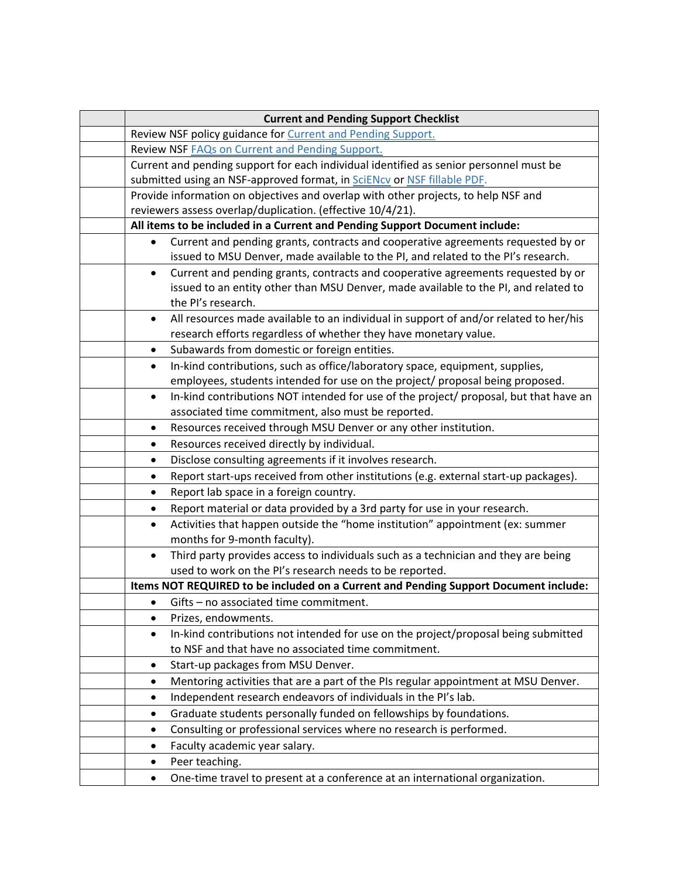|  | Current and Pending Support Checklist |
|---|---|
|  | Review NSF policy guidance for Current and Pending Support. |
|  | Review NSF FAQs on Current and Pending Support. |
|  | Current and pending support for each individual identified as senior personnel must be submitted using an NSF-approved format, in SciENcv or NSF fillable PDF. |
|  | Provide information on objectives and overlap with other projects, to help NSF and reviewers assess overlap/duplication. (effective 10/4/21). |
|  | **All items to be included in a Current and Pending Support Document include:** |
|  | • Current and pending grants, contracts and cooperative agreements requested by or issued to MSU Denver, made available to the PI, and related to the PI's research. |
|  | • Current and pending grants, contracts and cooperative agreements requested by or issued to an entity other than MSU Denver, made available to the PI, and related to the PI's research. |
|  | • All resources made available to an individual in support of and/or related to her/his research efforts regardless of whether they have monetary value. |
|  | • Subawards from domestic or foreign entities. |
|  | • In-kind contributions, such as office/laboratory space, equipment, supplies, employees, students intended for use on the project/ proposal being proposed. |
|  | • In-kind contributions NOT intended for use of the project/ proposal, but that have an associated time commitment, also must be reported. |
|  | • Resources received through MSU Denver or any other institution. |
|  | • Resources received directly by individual. |
|  | • Disclose consulting agreements if it involves research. |
|  | • Report start-ups received from other institutions (e.g. external start-up packages). |
|  | • Report lab space in a foreign country. |
|  | • Report material or data provided by a 3rd party for use in your research. |
|  | • Activities that happen outside the "home institution" appointment (ex: summer months for 9-month faculty). |
|  | • Third party provides access to individuals such as a technician and they are being used to work on the PI's research needs to be reported. |
|  | **Items NOT REQUIRED to be included on a Current and Pending Support Document include:** |
|  | • Gifts – no associated time commitment. |
|  | • Prizes, endowments. |
|  | • In-kind contributions not intended for use on the project/proposal being submitted to NSF and that have no associated time commitment. |
|  | • Start-up packages from MSU Denver. |
|  | • Mentoring activities that are a part of the PIs regular appointment at MSU Denver. |
|  | • Independent research endeavors of individuals in the PI's lab. |
|  | • Graduate students personally funded on fellowships by foundations. |
|  | • Consulting or professional services where no research is performed. |
|  | • Faculty academic year salary. |
|  | • Peer teaching. |
|  | • One-time travel to present at a conference at an international organization. |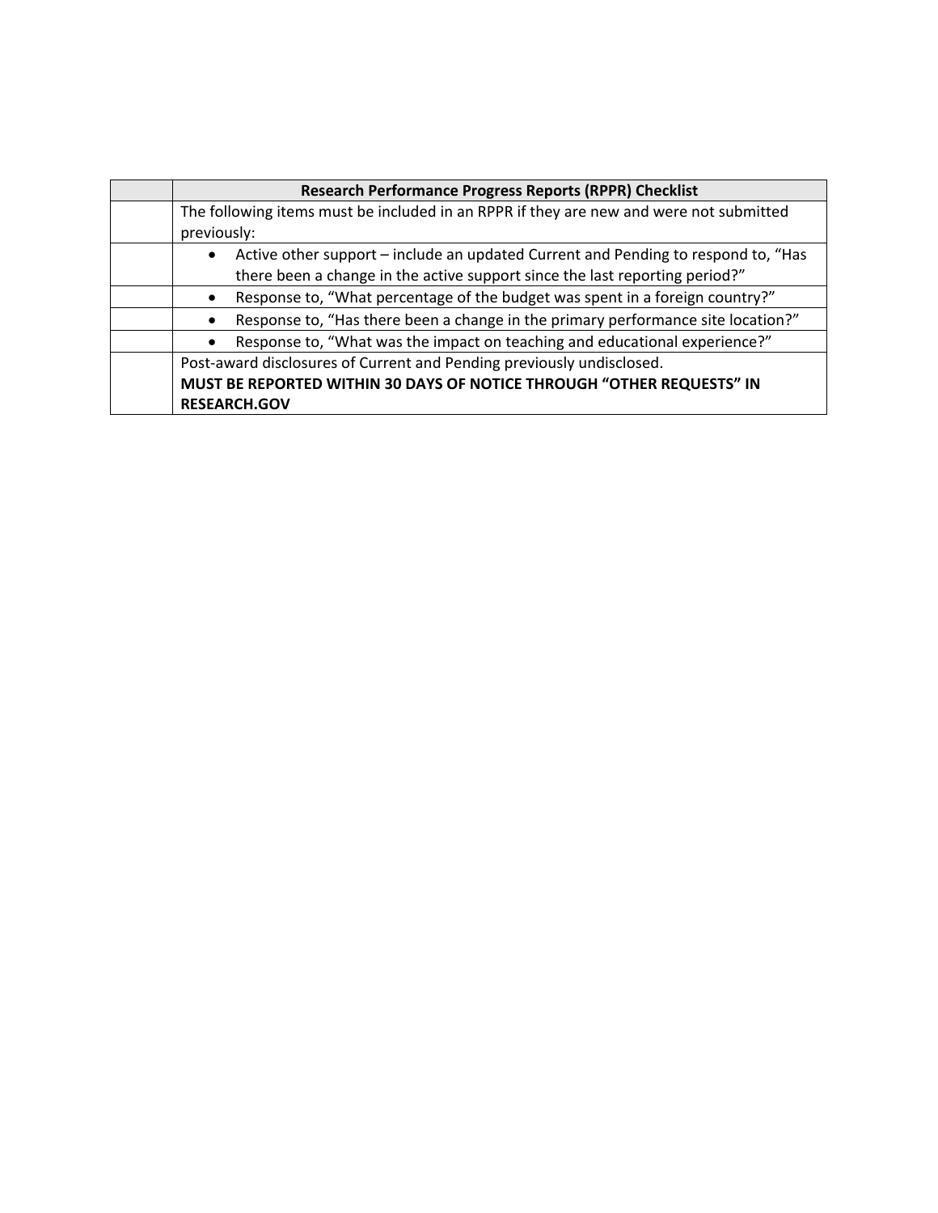| | **Research Performance Progress Reports (RPPR) Checklist** |
|---|---|
| | The following items must be included in an RPPR if they are new and were not submitted previously: |
| | • Active other support – include an updated Current and Pending to respond to, "Has there been a change in the active support since the last reporting period?" |
| | • Response to, "What percentage of the budget was spent in a foreign country?" |
| | • Response to, "Has there been a change in the primary performance site location?" |
| | • Response to, "What was the impact on teaching and educational experience?" |
| | Post-award disclosures of Current and Pending previously undisclosed. **MUST BE REPORTED WITHIN 30 DAYS OF NOTICE THROUGH "OTHER REQUESTS" IN RESEARCH.GOV** |